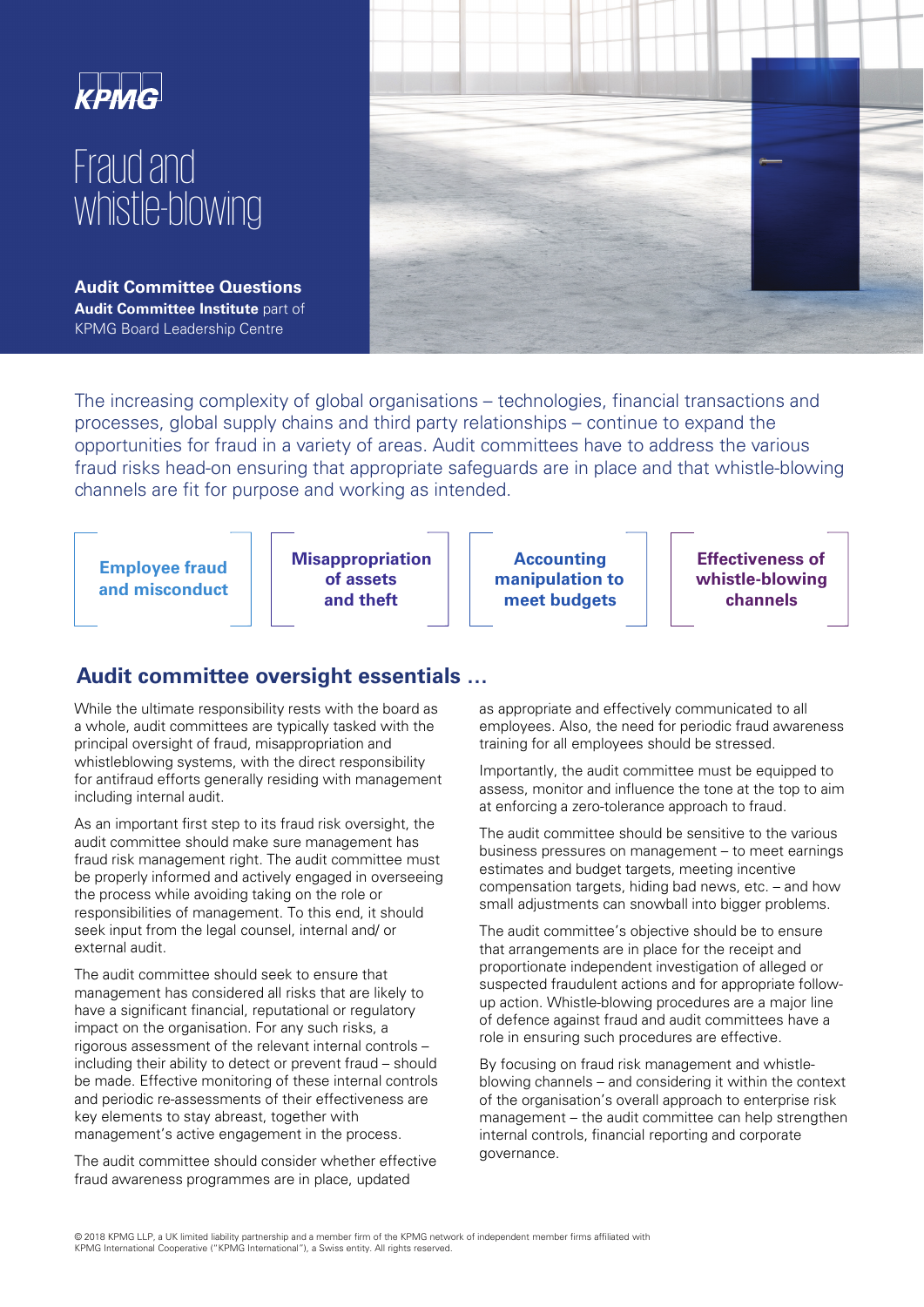KPMG

# Fraud and whistle-blowing

**Audit Committee Questions**
**Audit Committee Institute** part of KPMG Board Leadership Centre

The increasing complexity of global organisations – technologies, financial transactions and processes, global supply chains and third party relationships – continue to expand the opportunities for fraud in a variety of areas. Audit committees have to address the various fraud risks head-on ensuring that appropriate safeguards are in place and that whistle-blowing channels are fit for purpose and working as intended.

**Employee fraud and misconduct**

**Misappropriation of assets and theft**

**Accounting manipulation to meet budgets**

**Effectiveness of whistle-blowing channels**

## Audit committee oversight essentials …

While the ultimate responsibility rests with the board as a whole, audit committees are typically tasked with the principal oversight of fraud, misappropriation and whistleblowing systems, with the direct responsibility for antifraud efforts generally residing with management including internal audit.

As an important first step to its fraud risk oversight, the audit committee should make sure management has fraud risk management right. The audit committee must be properly informed and actively engaged in overseeing the process while avoiding taking on the role or responsibilities of management. To this end, it should seek input from the legal counsel, internal and/ or external audit.

The audit committee should seek to ensure that management has considered all risks that are likely to have a significant financial, reputational or regulatory impact on the organisation. For any such risks, a rigorous assessment of the relevant internal controls – including their ability to detect or prevent fraud – should be made. Effective monitoring of these internal controls and periodic re-assessments of their effectiveness are key elements to stay abreast, together with management's active engagement in the process.

The audit committee should consider whether effective fraud awareness programmes are in place, updated as appropriate and effectively communicated to all employees. Also, the need for periodic fraud awareness training for all employees should be stressed.

Importantly, the audit committee must be equipped to assess, monitor and influence the tone at the top to aim at enforcing a zero-tolerance approach to fraud.

The audit committee should be sensitive to the various business pressures on management – to meet earnings estimates and budget targets, meeting incentive compensation targets, hiding bad news, etc. – and how small adjustments can snowball into bigger problems.

The audit committee's objective should be to ensure that arrangements are in place for the receipt and proportionate independent investigation of alleged or suspected fraudulent actions and for appropriate follow-up action. Whistle-blowing procedures are a major line of defence against fraud and audit committees have a role in ensuring such procedures are effective.

By focusing on fraud risk management and whistle-blowing channels – and considering it within the context of the organisation's overall approach to enterprise risk management – the audit committee can help strengthen internal controls, financial reporting and corporate governance.

© 2018 KPMG LLP, a UK limited liability partnership and a member firm of the KPMG network of independent member firms affiliated with KPMG International Cooperative ("KPMG International"), a Swiss entity. All rights reserved.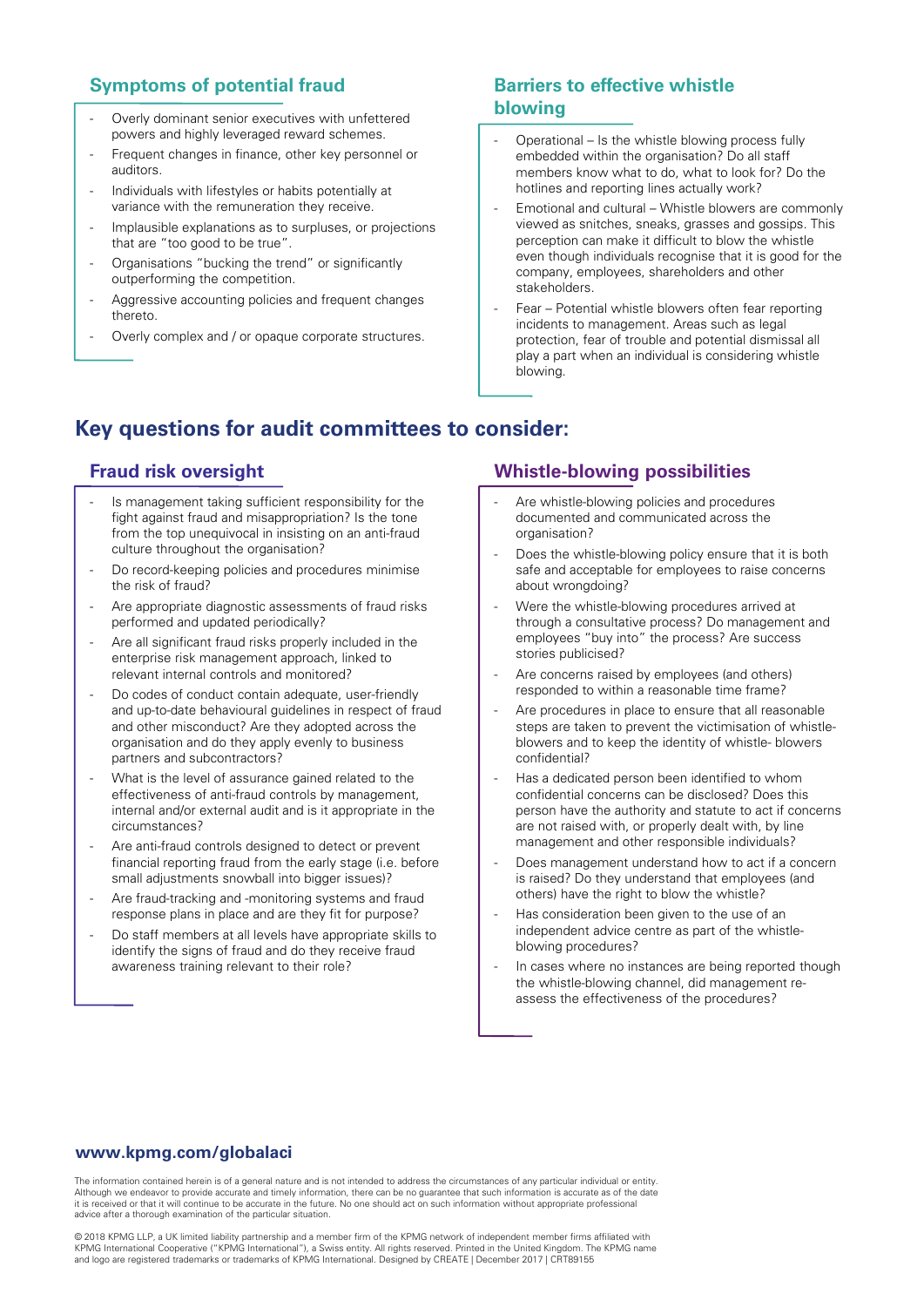## Symptoms of potential fraud

- Overly dominant senior executives with unfettered powers and highly leveraged reward schemes.
- Frequent changes in finance, other key personnel or auditors.
- Individuals with lifestyles or habits potentially at variance with the remuneration they receive.
- Implausible explanations as to surpluses, or projections that are "too good to be true".
- Organisations "bucking the trend" or significantly outperforming the competition.
- Aggressive accounting policies and frequent changes thereto.
- Overly complex and / or opaque corporate structures.

## Barriers to effective whistle blowing

- Operational – Is the whistle blowing process fully embedded within the organisation? Do all staff members know what to do, what to look for? Do the hotlines and reporting lines actually work?
- Emotional and cultural – Whistle blowers are commonly viewed as snitches, sneaks, grasses and gossips. This perception can make it difficult to blow the whistle even though individuals recognise that it is good for the company, employees, shareholders and other stakeholders.
- Fear – Potential whistle blowers often fear reporting incidents to management. Areas such as legal protection, fear of trouble and potential dismissal all play a part when an individual is considering whistle blowing.

# Key questions for audit committees to consider:

## Fraud risk oversight

- Is management taking sufficient responsibility for the fight against fraud and misappropriation? Is the tone from the top unequivocal in insisting on an anti-fraud culture throughout the organisation?
- Do record-keeping policies and procedures minimise the risk of fraud?
- Are appropriate diagnostic assessments of fraud risks performed and updated periodically?
- Are all significant fraud risks properly included in the enterprise risk management approach, linked to relevant internal controls and monitored?
- Do codes of conduct contain adequate, user-friendly and up-to-date behavioural guidelines in respect of fraud and other misconduct? Are they adopted across the organisation and do they apply evenly to business partners and subcontractors?
- What is the level of assurance gained related to the effectiveness of anti-fraud controls by management, internal and/or external audit and is it appropriate in the circumstances?
- Are anti-fraud controls designed to detect or prevent financial reporting fraud from the early stage (i.e. before small adjustments snowball into bigger issues)?
- Are fraud-tracking and -monitoring systems and fraud response plans in place and are they fit for purpose?
- Do staff members at all levels have appropriate skills to identify the signs of fraud and do they receive fraud awareness training relevant to their role?

## Whistle-blowing possibilities

- Are whistle-blowing policies and procedures documented and communicated across the organisation?
- Does the whistle-blowing policy ensure that it is both safe and acceptable for employees to raise concerns about wrongdoing?
- Were the whistle-blowing procedures arrived at through a consultative process? Do management and employees "buy into" the process? Are success stories publicised?
- Are concerns raised by employees (and others) responded to within a reasonable time frame?
- Are procedures in place to ensure that all reasonable steps are taken to prevent the victimisation of whistle-blowers and to keep the identity of whistle- blowers confidential?
- Has a dedicated person been identified to whom confidential concerns can be disclosed? Does this person have the authority and statute to act if concerns are not raised with, or properly dealt with, by line management and other responsible individuals?
- Does management understand how to act if a concern is raised? Do they understand that employees (and others) have the right to blow the whistle?
- Has consideration been given to the use of an independent advice centre as part of the whistle-blowing procedures?
- In cases where no instances are being reported though the whistle-blowing channel, did management re-assess the effectiveness of the procedures?

**www.kpmg.com/globalaci**

The information contained herein is of a general nature and is not intended to address the circumstances of any particular individual or entity. Although we endeavor to provide accurate and timely information, there can be no guarantee that such information is accurate as of the date it is received or that it will continue to be accurate in the future. No one should act on such information without appropriate professional advice after a thorough examination of the particular situation.

© 2018 KPMG LLP, a UK limited liability partnership and a member firm of the KPMG network of independent member firms affiliated with KPMG International Cooperative ("KPMG International"), a Swiss entity. All rights reserved. Printed in the United Kingdom. The KPMG name and logo are registered trademarks or trademarks of KPMG International. Designed by CREATE | December 2017 | CRT89155